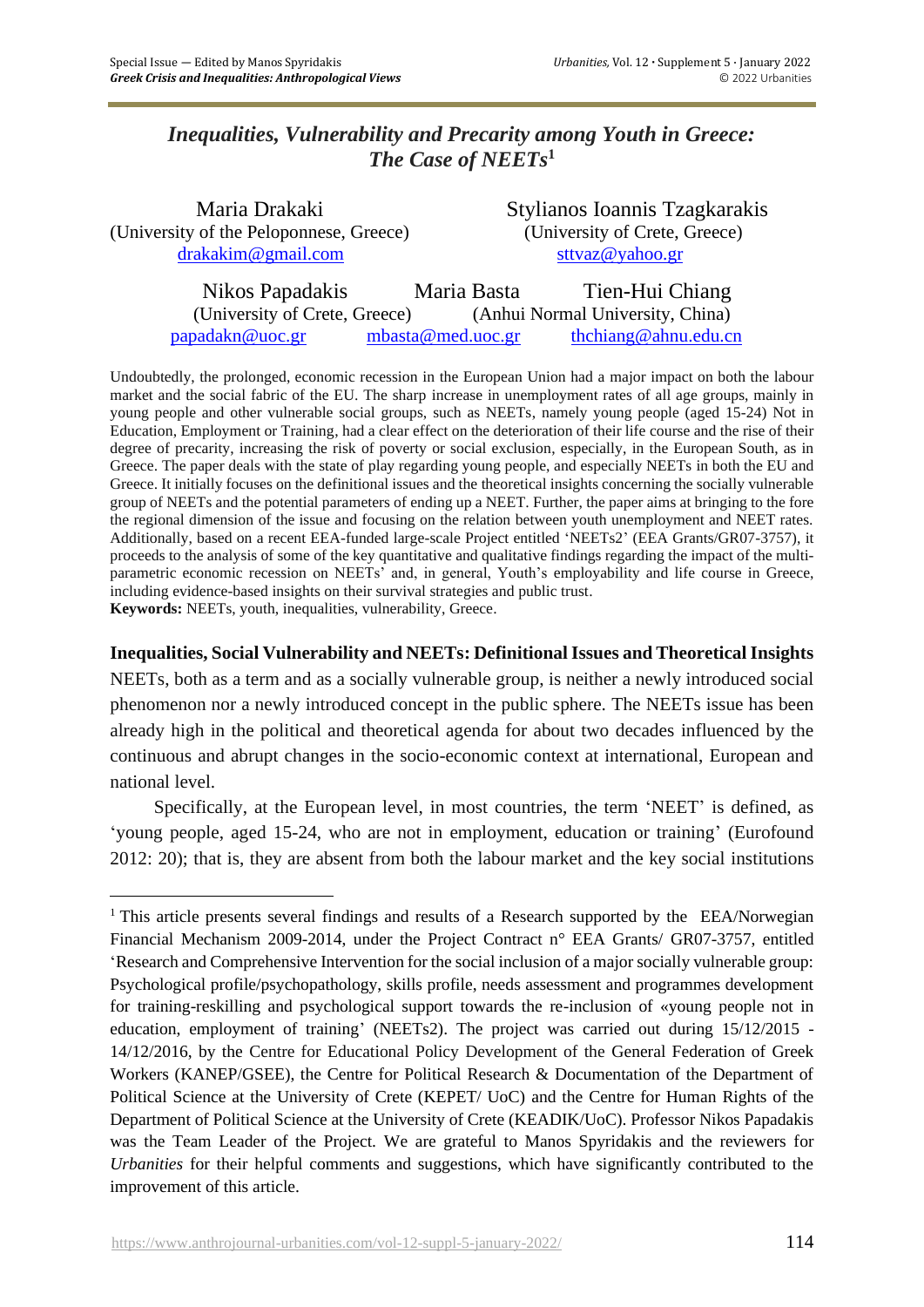# *Inequalities, Vulnerability and Precarity among Youth in Greece: The Case of NEETs*[1]

Maria Drakaki
(University of the Peloponnese, Greece)
drakakim@gmail.com

Stylianos Ioannis Tzagkarakis
(University of Crete, Greece)
sttvaz@yahoo.gr

Nikos Papadakis
(University of Crete, Greece)
papadakn@uoc.gr

Maria Basta
mbasta@med.uoc.gr

Tien-Hui Chiang
(Anhui Normal University, China)
thchiang@ahnu.edu.cn

Undoubtedly, the prolonged, economic recession in the European Union had a major impact on both the labour market and the social fabric of the EU. The sharp increase in unemployment rates of all age groups, mainly in young people and other vulnerable social groups, such as NEETs, namely young people (aged 15-24) Not in Education, Employment or Training, had a clear effect on the deterioration of their life course and the rise of their degree of precarity, increasing the risk of poverty or social exclusion, especially, in the European South, as in Greece. The paper deals with the state of play regarding young people, and especially NEETs in both the EU and Greece. It initially focuses on the definitional issues and the theoretical insights concerning the socially vulnerable group of NEETs and the potential parameters of ending up a NEET. Further, the paper aims at bringing to the fore the regional dimension of the issue and focusing on the relation between youth unemployment and NEET rates. Additionally, based on a recent EEA-funded large-scale Project entitled 'NEETs2' (EEA Grants/GR07-3757), it proceeds to the analysis of some of the key quantitative and qualitative findings regarding the impact of the multi-parametric economic recession on NEETs' and, in general, Youth's employability and life course in Greece, including evidence-based insights on their survival strategies and public trust.

**Keywords:** NEETs, youth, inequalities, vulnerability, Greece.

## Inequalities, Social Vulnerability and NEETs: Definitional Issues and Theoretical Insights

NEETs, both as a term and as a socially vulnerable group, is neither a newly introduced social phenomenon nor a newly introduced concept in the public sphere. The NEETs issue has been already high in the political and theoretical agenda for about two decades influenced by the continuous and abrupt changes in the socio-economic context at international, European and national level.

Specifically, at the European level, in most countries, the term 'NEET' is defined, as 'young people, aged 15-24, who are not in employment, education or training' (Eurofound 2012: 20); that is, they are absent from both the labour market and the key social institutions

---

[1] This article presents several findings and results of a Research supported by the EEA/Norwegian Financial Mechanism 2009-2014, under the Project Contract n° EEA Grants/ GR07-3757, entitled 'Research and Comprehensive Intervention for the social inclusion of a major socially vulnerable group: Psychological profile/psychopathology, skills profile, needs assessment and programmes development for training-reskilling and psychological support towards the re-inclusion of «young people not in education, employment of training' (NEETs2). The project was carried out during 15/12/2015 - 14/12/2016, by the Centre for Educational Policy Development of the General Federation of Greek Workers (KANEP/GSEE), the Centre for Political Research & Documentation of the Department of Political Science at the University of Crete (KEPET/ UoC) and the Centre for Human Rights of the Department of Political Science at the University of Crete (KEADIK/UoC). Professor Nikos Papadakis was the Team Leader of the Project. We are grateful to Manos Spyridakis and the reviewers for *Urbanities* for their helpful comments and suggestions, which have significantly contributed to the improvement of this article.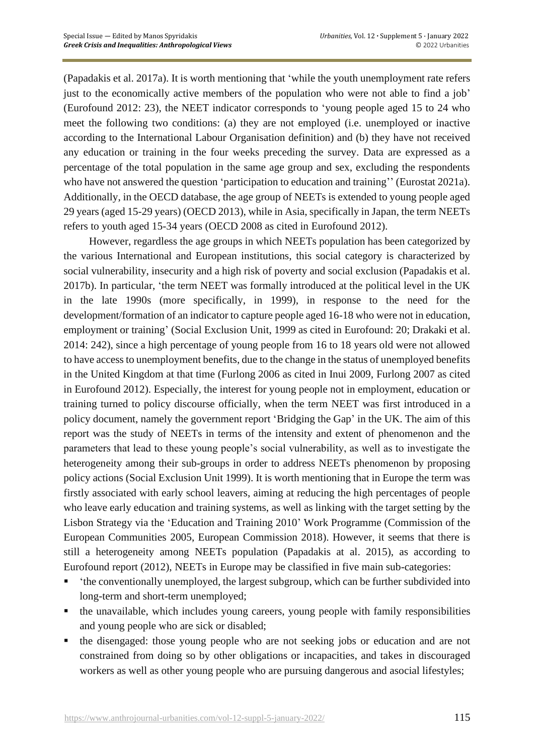(Papadakis et al. 2017a). It is worth mentioning that 'while the youth unemployment rate refers just to the economically active members of the population who were not able to find a job' (Eurofound 2012: 23), the NEET indicator corresponds to 'young people aged 15 to 24 who meet the following two conditions: (a) they are not employed (i.e. unemployed or inactive according to the International Labour Organisation definition) and (b) they have not received any education or training in the four weeks preceding the survey. Data are expressed as a percentage of the total population in the same age group and sex, excluding the respondents who have not answered the question 'participation to education and training'' (Eurostat 2021a). Additionally, in the OECD database, the age group of NEETs is extended to young people aged 29 years (aged 15-29 years) (OECD 2013), while in Asia, specifically in Japan, the term NEETs refers to youth aged 15-34 years (OECD 2008 as cited in Eurofound 2012).

However, regardless the age groups in which NEETs population has been categorized by the various International and European institutions, this social category is characterized by social vulnerability, insecurity and a high risk of poverty and social exclusion (Papadakis et al. 2017b). In particular, 'the term NEET was formally introduced at the political level in the UK in the late 1990s (more specifically, in 1999), in response to the need for the development/formation of an indicator to capture people aged 16-18 who were not in education, employment or training' (Social Exclusion Unit, 1999 as cited in Eurofound: 20; Drakaki et al. 2014: 242), since a high percentage of young people from 16 to 18 years old were not allowed to have access to unemployment benefits, due to the change in the status of unemployed benefits in the United Kingdom at that time (Furlong 2006 as cited in Inui 2009, Furlong 2007 as cited in Eurofound 2012). Especially, the interest for young people not in employment, education or training turned to policy discourse officially, when the term NEET was first introduced in a policy document, namely the government report 'Bridging the Gap' in the UK. The aim of this report was the study of NEETs in terms of the intensity and extent of phenomenon and the parameters that lead to these young people's social vulnerability, as well as to investigate the heterogeneity among their sub-groups in order to address NEETs phenomenon by proposing policy actions (Social Exclusion Unit 1999). It is worth mentioning that in Europe the term was firstly associated with early school leavers, aiming at reducing the high percentages of people who leave early education and training systems, as well as linking with the target setting by the Lisbon Strategy via the 'Education and Training 2010' Work Programme (Commission of the European Communities 2005, European Commission 2018). However, it seems that there is still a heterogeneity among NEETs population (Papadakis at al. 2015), as according to Eurofound report (2012), NEETs in Europe may be classified in five main sub-categories:

- 'the conventionally unemployed, the largest subgroup, which can be further subdivided into long-term and short-term unemployed;
- the unavailable, which includes young careers, young people with family responsibilities and young people who are sick or disabled;
- the disengaged: those young people who are not seeking jobs or education and are not constrained from doing so by other obligations or incapacities, and takes in discouraged workers as well as other young people who are pursuing dangerous and asocial lifestyles;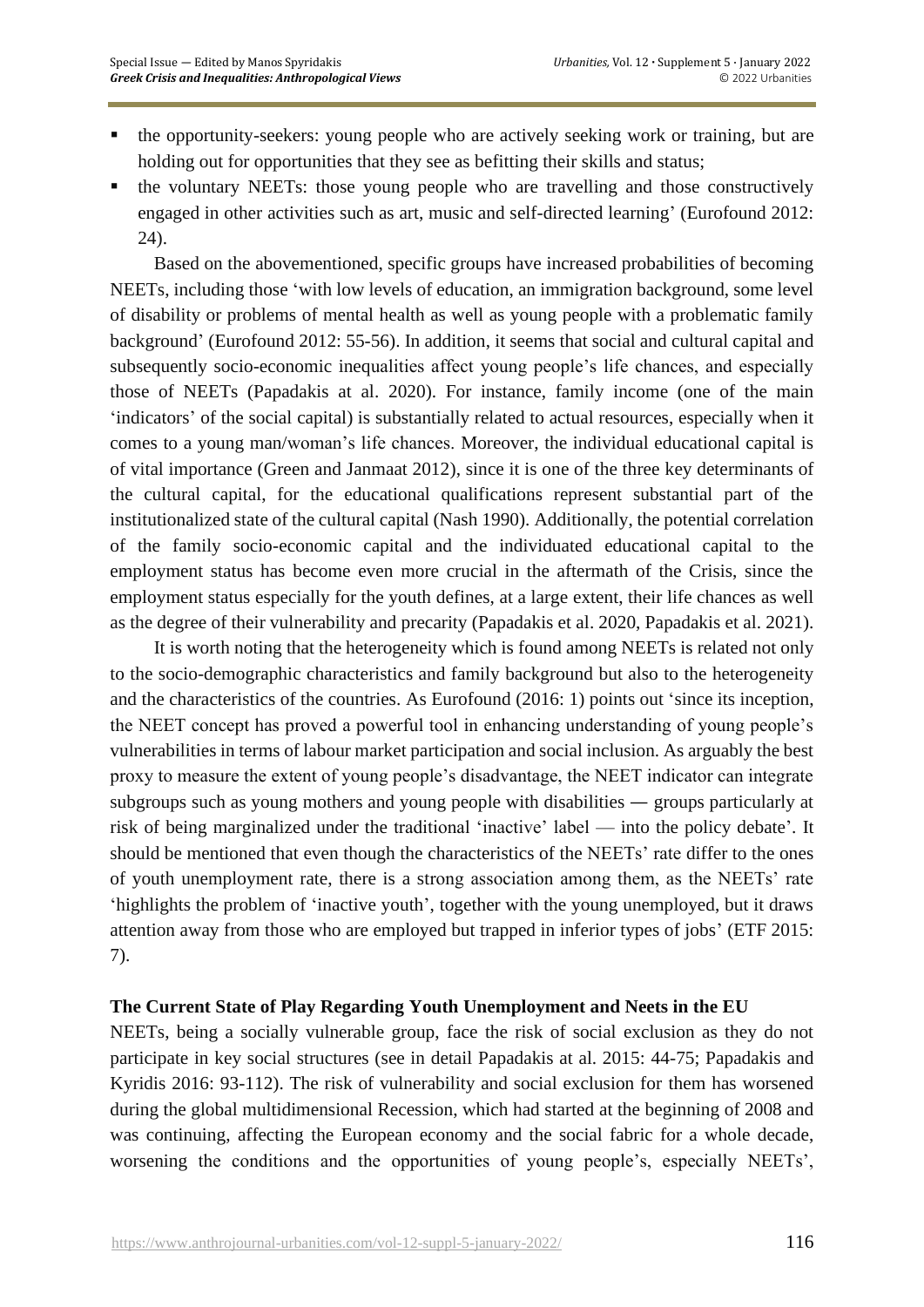- the opportunity-seekers: young people who are actively seeking work or training, but are holding out for opportunities that they see as befitting their skills and status;
- the voluntary NEETs: those young people who are travelling and those constructively engaged in other activities such as art, music and self-directed learning' (Eurofound 2012: 24).

Based on the abovementioned, specific groups have increased probabilities of becoming NEETs, including those 'with low levels of education, an immigration background, some level of disability or problems of mental health as well as young people with a problematic family background' (Eurofound 2012: 55-56). In addition, it seems that social and cultural capital and subsequently socio-economic inequalities affect young people's life chances, and especially those of NEETs (Papadakis at al. 2020). For instance, family income (one of the main 'indicators' of the social capital) is substantially related to actual resources, especially when it comes to a young man/woman's life chances. Moreover, the individual educational capital is of vital importance (Green and Janmaat 2012), since it is one of the three key determinants of the cultural capital, for the educational qualifications represent substantial part of the institutionalized state of the cultural capital (Nash 1990). Additionally, the potential correlation of the family socio-economic capital and the individuated educational capital to the employment status has become even more crucial in the aftermath of the Crisis, since the employment status especially for the youth defines, at a large extent, their life chances as well as the degree of their vulnerability and precarity (Papadakis et al. 2020, Papadakis et al. 2021).

It is worth noting that the heterogeneity which is found among NEETs is related not only to the socio-demographic characteristics and family background but also to the heterogeneity and the characteristics of the countries. As Eurofound (2016: 1) points out 'since its inception, the NEET concept has proved a powerful tool in enhancing understanding of young people's vulnerabilities in terms of labour market participation and social inclusion. As arguably the best proxy to measure the extent of young people's disadvantage, the NEET indicator can integrate subgroups such as young mothers and young people with disabilities — groups particularly at risk of being marginalized under the traditional 'inactive' label — into the policy debate'. It should be mentioned that even though the characteristics of the NEETs' rate differ to the ones of youth unemployment rate, there is a strong association among them, as the NEETs' rate 'highlights the problem of 'inactive youth', together with the young unemployed, but it draws attention away from those who are employed but trapped in inferior types of jobs' (ETF 2015: 7).

**The Current State of Play Regarding Youth Unemployment and Neets in the EU**

NEETs, being a socially vulnerable group, face the risk of social exclusion as they do not participate in key social structures (see in detail Papadakis at al. 2015: 44-75; Papadakis and Kyridis 2016: 93-112). The risk of vulnerability and social exclusion for them has worsened during the global multidimensional Recession, which had started at the beginning of 2008 and was continuing, affecting the European economy and the social fabric for a whole decade, worsening the conditions and the opportunities of young people's, especially NEETs',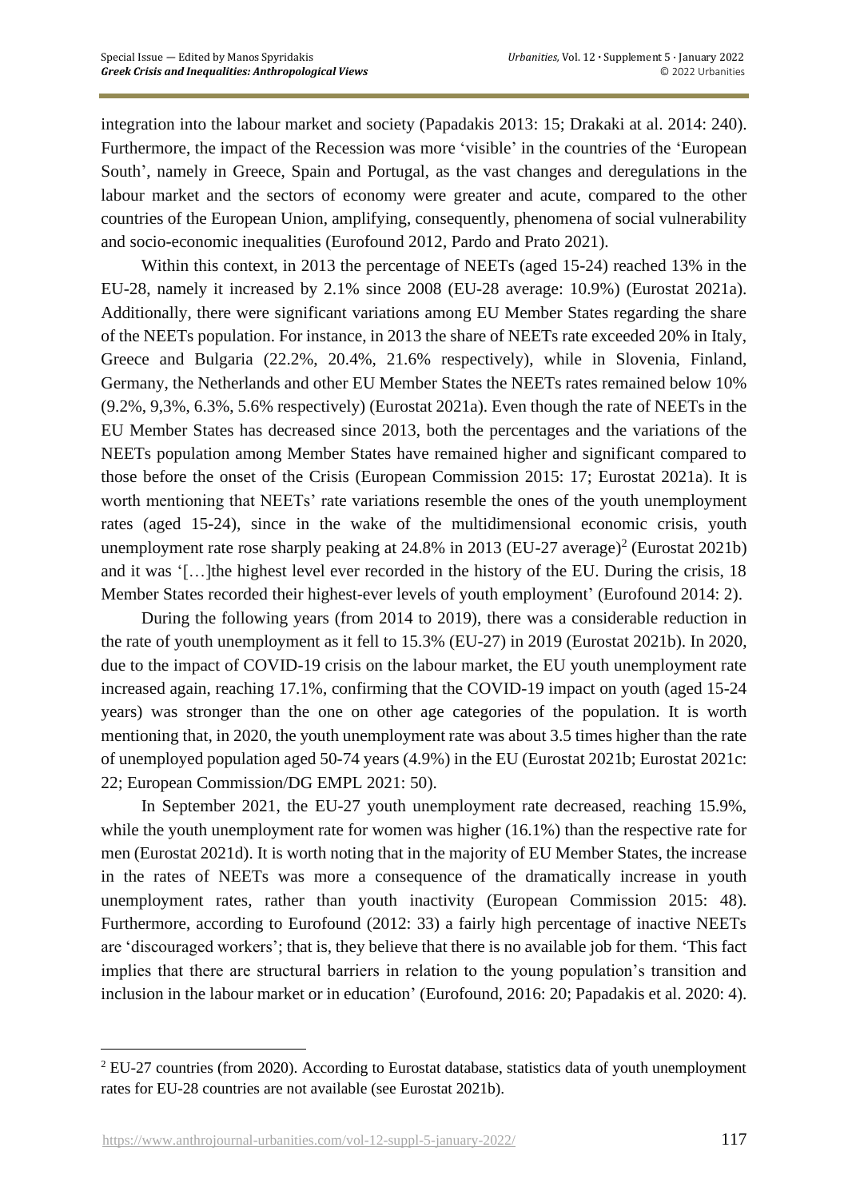integration into the labour market and society (Papadakis 2013: 15; Drakaki at al. 2014: 240). Furthermore, the impact of the Recession was more 'visible' in the countries of the 'European South', namely in Greece, Spain and Portugal, as the vast changes and deregulations in the labour market and the sectors of economy were greater and acute, compared to the other countries of the European Union, amplifying, consequently, phenomena of social vulnerability and socio-economic inequalities (Eurofound 2012, Pardo and Prato 2021).

Within this context, in 2013 the percentage of NEETs (aged 15-24) reached 13% in the EU-28, namely it increased by 2.1% since 2008 (EU-28 average: 10.9%) (Eurostat 2021a). Additionally, there were significant variations among EU Member States regarding the share of the NEETs population. For instance, in 2013 the share of NEETs rate exceeded 20% in Italy, Greece and Bulgaria (22.2%, 20.4%, 21.6% respectively), while in Slovenia, Finland, Germany, the Netherlands and other EU Member States the NEETs rates remained below 10% (9.2%, 9,3%, 6.3%, 5.6% respectively) (Eurostat 2021a). Even though the rate of NEETs in the EU Member States has decreased since 2013, both the percentages and the variations of the NEETs population among Member States have remained higher and significant compared to those before the onset of the Crisis (European Commission 2015: 17; Eurostat 2021a). It is worth mentioning that NEETs' rate variations resemble the ones of the youth unemployment rates (aged 15-24), since in the wake of the multidimensional economic crisis, youth unemployment rate rose sharply peaking at 24.8% in 2013 (EU-27 average)[2] (Eurostat 2021b) and it was '[…]the highest level ever recorded in the history of the EU. During the crisis, 18 Member States recorded their highest-ever levels of youth employment' (Eurofound 2014: 2).

During the following years (from 2014 to 2019), there was a considerable reduction in the rate of youth unemployment as it fell to 15.3% (EU-27) in 2019 (Eurostat 2021b). In 2020, due to the impact of COVID-19 crisis on the labour market, the EU youth unemployment rate increased again, reaching 17.1%, confirming that the COVID-19 impact on youth (aged 15-24 years) was stronger than the one on other age categories of the population. It is worth mentioning that, in 2020, the youth unemployment rate was about 3.5 times higher than the rate of unemployed population aged 50-74 years (4.9%) in the EU (Eurostat 2021b; Eurostat 2021c: 22; European Commission/DG EMPL 2021: 50).

In September 2021, the EU-27 youth unemployment rate decreased, reaching 15.9%, while the youth unemployment rate for women was higher (16.1%) than the respective rate for men (Eurostat 2021d). It is worth noting that in the majority of EU Member States, the increase in the rates of NEETs was more a consequence of the dramatically increase in youth unemployment rates, rather than youth inactivity (European Commission 2015: 48). Furthermore, according to Eurofound (2012: 33) a fairly high percentage of inactive NEETs are 'discouraged workers'; that is, they believe that there is no available job for them. 'This fact implies that there are structural barriers in relation to the young population's transition and inclusion in the labour market or in education' (Eurofound, 2016: 20; Papadakis et al. 2020: 4).

[2] EU-27 countries (from 2020). According to Eurostat database, statistics data of youth unemployment rates for EU-28 countries are not available (see Eurostat 2021b).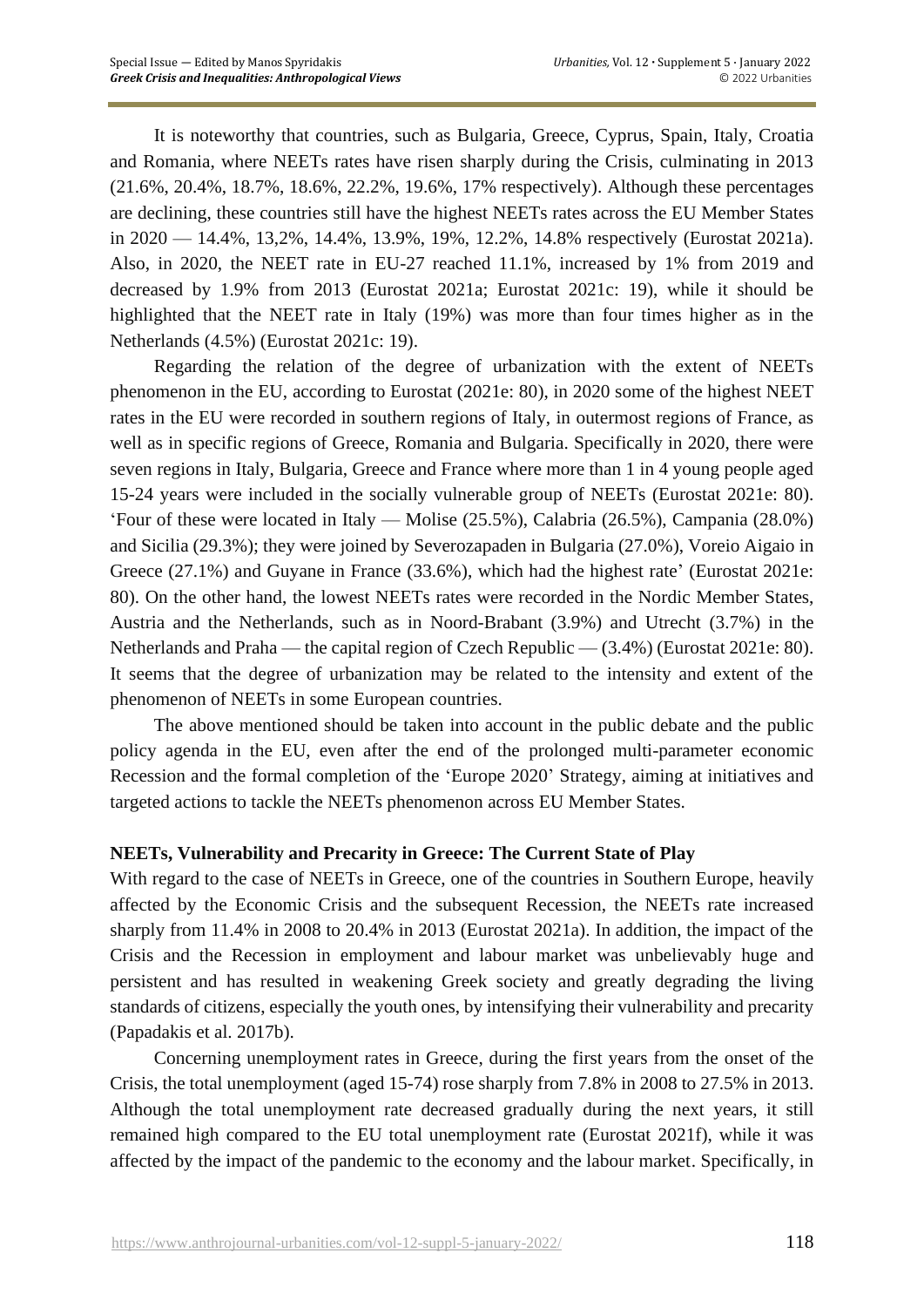It is noteworthy that countries, such as Bulgaria, Greece, Cyprus, Spain, Italy, Croatia and Romania, where NEETs rates have risen sharply during the Crisis, culminating in 2013 (21.6%, 20.4%, 18.7%, 18.6%, 22.2%, 19.6%, 17% respectively). Although these percentages are declining, these countries still have the highest NEETs rates across the EU Member States in 2020 — 14.4%, 13,2%, 14.4%, 13.9%, 19%, 12.2%, 14.8% respectively (Eurostat 2021a). Also, in 2020, the NEET rate in EU-27 reached 11.1%, increased by 1% from 2019 and decreased by 1.9% from 2013 (Eurostat 2021a; Eurostat 2021c: 19), while it should be highlighted that the NEET rate in Italy (19%) was more than four times higher as in the Netherlands (4.5%) (Eurostat 2021c: 19).

Regarding the relation of the degree of urbanization with the extent of NEETs phenomenon in the EU, according to Eurostat (2021e: 80), in 2020 some of the highest NEET rates in the EU were recorded in southern regions of Italy, in outermost regions of France, as well as in specific regions of Greece, Romania and Bulgaria. Specifically in 2020, there were seven regions in Italy, Bulgaria, Greece and France where more than 1 in 4 young people aged 15-24 years were included in the socially vulnerable group of NEETs (Eurostat 2021e: 80). 'Four of these were located in Italy — Molise (25.5%), Calabria (26.5%), Campania (28.0%) and Sicilia (29.3%); they were joined by Severozapaden in Bulgaria (27.0%), Voreio Aigaio in Greece (27.1%) and Guyane in France (33.6%), which had the highest rate' (Eurostat 2021e: 80). On the other hand, the lowest NEETs rates were recorded in the Nordic Member States, Austria and the Netherlands, such as in Noord-Brabant (3.9%) and Utrecht (3.7%) in the Netherlands and Praha — the capital region of Czech Republic — (3.4%) (Eurostat 2021e: 80). It seems that the degree of urbanization may be related to the intensity and extent of the phenomenon of NEETs in some European countries.

The above mentioned should be taken into account in the public debate and the public policy agenda in the EU, even after the end of the prolonged multi-parameter economic Recession and the formal completion of the 'Europe 2020' Strategy, aiming at initiatives and targeted actions to tackle the NEETs phenomenon across EU Member States.

## NEETs, Vulnerability and Precarity in Greece: The Current State of Play

With regard to the case of NEETs in Greece, one of the countries in Southern Europe, heavily affected by the Economic Crisis and the subsequent Recession, the NEETs rate increased sharply from 11.4% in 2008 to 20.4% in 2013 (Eurostat 2021a). In addition, the impact of the Crisis and the Recession in employment and labour market was unbelievably huge and persistent and has resulted in weakening Greek society and greatly degrading the living standards of citizens, especially the youth ones, by intensifying their vulnerability and precarity (Papadakis et al. 2017b).

Concerning unemployment rates in Greece, during the first years from the onset of the Crisis, the total unemployment (aged 15-74) rose sharply from 7.8% in 2008 to 27.5% in 2013. Although the total unemployment rate decreased gradually during the next years, it still remained high compared to the EU total unemployment rate (Eurostat 2021f), while it was affected by the impact of the pandemic to the economy and the labour market. Specifically, in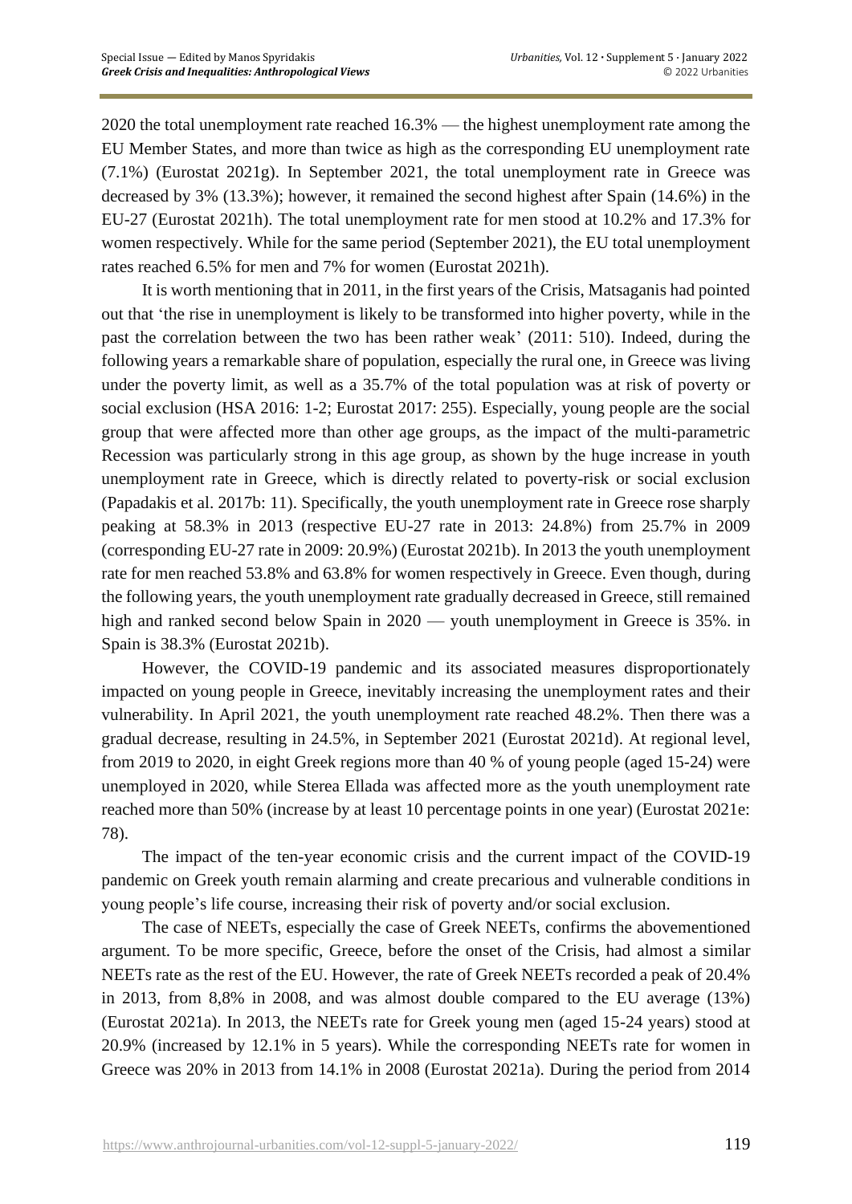2020 the total unemployment rate reached 16.3% — the highest unemployment rate among the EU Member States, and more than twice as high as the corresponding EU unemployment rate (7.1%) (Eurostat 2021g). In September 2021, the total unemployment rate in Greece was decreased by 3% (13.3%); however, it remained the second highest after Spain (14.6%) in the EU-27 (Eurostat 2021h). The total unemployment rate for men stood at 10.2% and 17.3% for women respectively. While for the same period (September 2021), the EU total unemployment rates reached 6.5% for men and 7% for women (Eurostat 2021h).

It is worth mentioning that in 2011, in the first years of the Crisis, Matsaganis had pointed out that 'the rise in unemployment is likely to be transformed into higher poverty, while in the past the correlation between the two has been rather weak' (2011: 510). Indeed, during the following years a remarkable share of population, especially the rural one, in Greece was living under the poverty limit, as well as a 35.7% of the total population was at risk of poverty or social exclusion (HSA 2016: 1-2; Eurostat 2017: 255). Especially, young people are the social group that were affected more than other age groups, as the impact of the multi-parametric Recession was particularly strong in this age group, as shown by the huge increase in youth unemployment rate in Greece, which is directly related to poverty-risk or social exclusion (Papadakis et al. 2017b: 11). Specifically, the youth unemployment rate in Greece rose sharply peaking at 58.3% in 2013 (respective EU-27 rate in 2013: 24.8%) from 25.7% in 2009 (corresponding EU-27 rate in 2009: 20.9%) (Eurostat 2021b). In 2013 the youth unemployment rate for men reached 53.8% and 63.8% for women respectively in Greece. Even though, during the following years, the youth unemployment rate gradually decreased in Greece, still remained high and ranked second below Spain in 2020 — youth unemployment in Greece is 35%. in Spain is 38.3% (Eurostat 2021b).

However, the COVID-19 pandemic and its associated measures disproportionately impacted on young people in Greece, inevitably increasing the unemployment rates and their vulnerability. In April 2021, the youth unemployment rate reached 48.2%. Then there was a gradual decrease, resulting in 24.5%, in September 2021 (Eurostat 2021d). At regional level, from 2019 to 2020, in eight Greek regions more than 40 % of young people (aged 15-24) were unemployed in 2020, while Sterea Ellada was affected more as the youth unemployment rate reached more than 50% (increase by at least 10 percentage points in one year) (Eurostat 2021e: 78).

The impact of the ten-year economic crisis and the current impact of the COVID-19 pandemic on Greek youth remain alarming and create precarious and vulnerable conditions in young people's life course, increasing their risk of poverty and/or social exclusion.

The case of NEETs, especially the case of Greek NEETs, confirms the abovementioned argument. To be more specific, Greece, before the onset of the Crisis, had almost a similar NEETs rate as the rest of the EU. However, the rate of Greek NEETs recorded a peak of 20.4% in 2013, from 8,8% in 2008, and was almost double compared to the EU average (13%) (Eurostat 2021a). In 2013, the NEETs rate for Greek young men (aged 15-24 years) stood at 20.9% (increased by 12.1% in 5 years). While the corresponding NEETs rate for women in Greece was 20% in 2013 from 14.1% in 2008 (Eurostat 2021a). During the period from 2014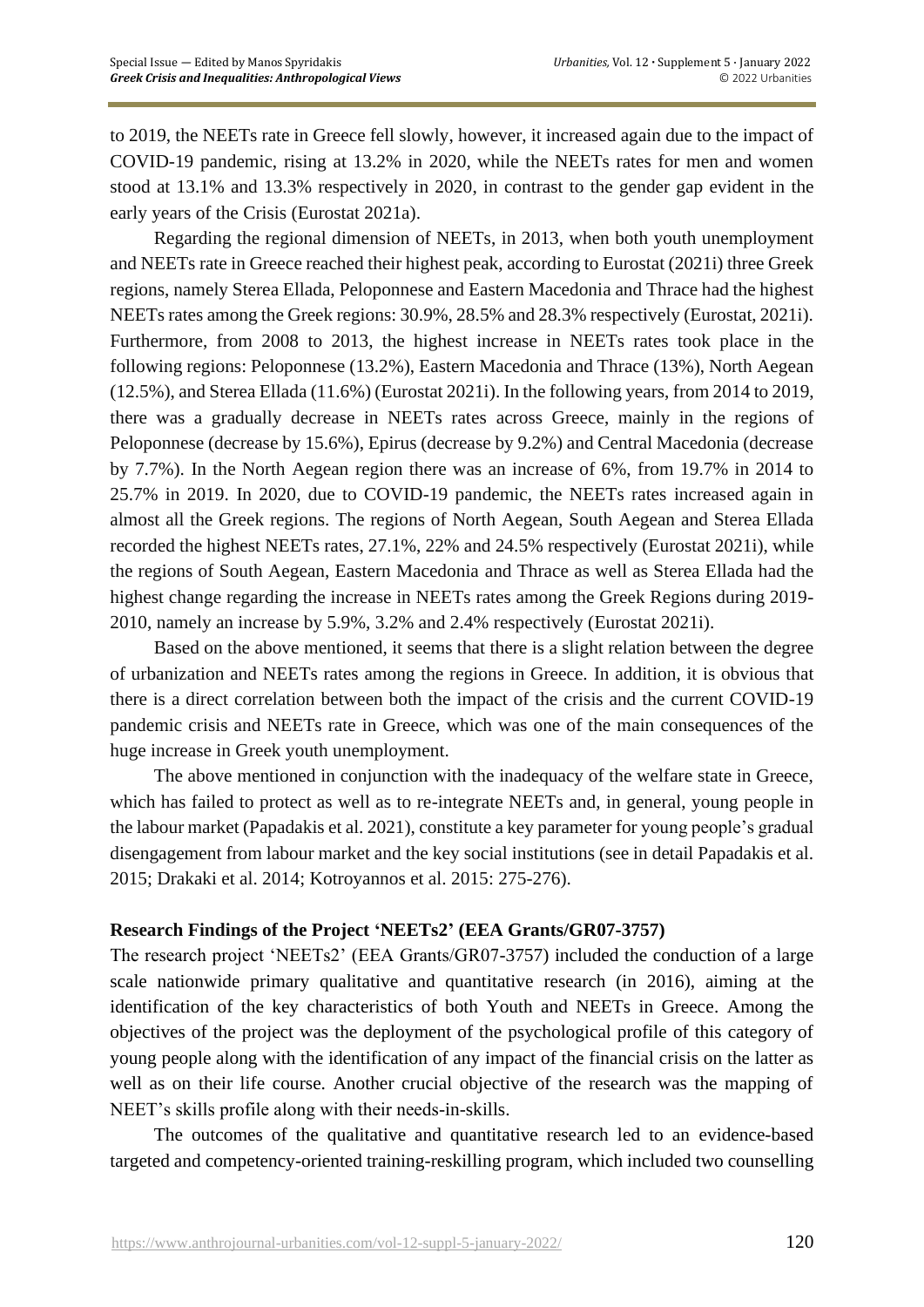to 2019, the NEETs rate in Greece fell slowly, however, it increased again due to the impact of COVID-19 pandemic, rising at 13.2% in 2020, while the NEETs rates for men and women stood at 13.1% and 13.3% respectively in 2020, in contrast to the gender gap evident in the early years of the Crisis (Eurostat 2021a).

Regarding the regional dimension of NEETs, in 2013, when both youth unemployment and NEETs rate in Greece reached their highest peak, according to Eurostat (2021i) three Greek regions, namely Sterea Ellada, Peloponnese and Eastern Macedonia and Thrace had the highest NEETs rates among the Greek regions: 30.9%, 28.5% and 28.3% respectively (Eurostat, 2021i). Furthermore, from 2008 to 2013, the highest increase in NEETs rates took place in the following regions: Peloponnese (13.2%), Eastern Macedonia and Thrace (13%), North Aegean (12.5%), and Sterea Ellada (11.6%) (Eurostat 2021i). In the following years, from 2014 to 2019, there was a gradually decrease in NEETs rates across Greece, mainly in the regions of Peloponnese (decrease by 15.6%), Epirus (decrease by 9.2%) and Central Macedonia (decrease by 7.7%). In the North Aegean region there was an increase of 6%, from 19.7% in 2014 to 25.7% in 2019. In 2020, due to COVID-19 pandemic, the NEETs rates increased again in almost all the Greek regions. The regions of North Aegean, South Aegean and Sterea Ellada recorded the highest NEETs rates, 27.1%, 22% and 24.5% respectively (Eurostat 2021i), while the regions of South Aegean, Eastern Macedonia and Thrace as well as Sterea Ellada had the highest change regarding the increase in NEETs rates among the Greek Regions during 2019-2010, namely an increase by 5.9%, 3.2% and 2.4% respectively (Eurostat 2021i).

Based on the above mentioned, it seems that there is a slight relation between the degree of urbanization and NEETs rates among the regions in Greece. In addition, it is obvious that there is a direct correlation between both the impact of the crisis and the current COVID-19 pandemic crisis and NEETs rate in Greece, which was one of the main consequences of the huge increase in Greek youth unemployment.

The above mentioned in conjunction with the inadequacy of the welfare state in Greece, which has failed to protect as well as to re-integrate NEETs and, in general, young people in the labour market (Papadakis et al. 2021), constitute a key parameter for young people's gradual disengagement from labour market and the key social institutions (see in detail Papadakis et al. 2015; Drakaki et al. 2014; Kotroyannos et al. 2015: 275-276).

**Research Findings of the Project 'NEETs2' (EEA Grants/GR07-3757)**

The research project 'NEETs2' (EEA Grants/GR07-3757) included the conduction of a large scale nationwide primary qualitative and quantitative research (in 2016), aiming at the identification of the key characteristics of both Youth and NEETs in Greece. Among the objectives of the project was the deployment of the psychological profile of this category of young people along with the identification of any impact of the financial crisis on the latter as well as on their life course. Another crucial objective of the research was the mapping of NEET's skills profile along with their needs-in-skills.

The outcomes of the qualitative and quantitative research led to an evidence-based targeted and competency-oriented training-reskilling program, which included two counselling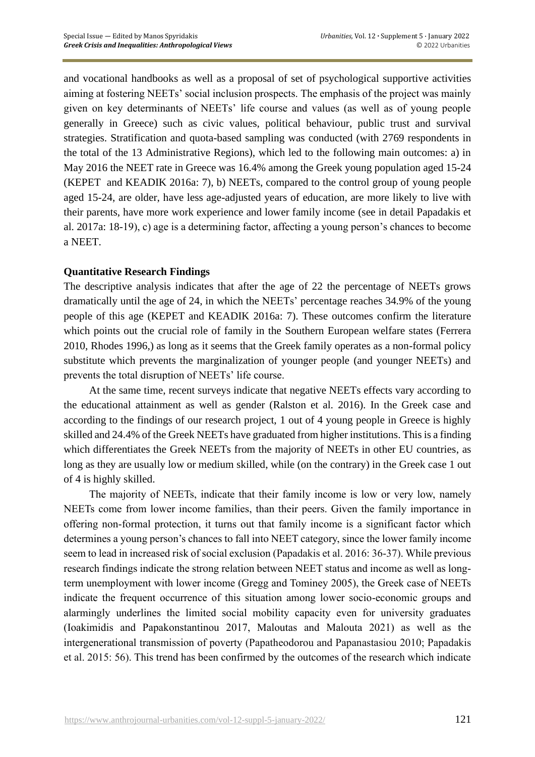and vocational handbooks as well as a proposal of set of psychological supportive activities aiming at fostering NEETs' social inclusion prospects. The emphasis of the project was mainly given on key determinants of NEETs' life course and values (as well as of young people generally in Greece) such as civic values, political behaviour, public trust and survival strategies. Stratification and quota-based sampling was conducted (with 2769 respondents in the total of the 13 Administrative Regions), which led to the following main outcomes: a) in May 2016 the NEET rate in Greece was 16.4% among the Greek young population aged 15-24 (KEPET and KEADIK 2016a: 7), b) NEETs, compared to the control group of young people aged 15-24, are older, have less age-adjusted years of education, are more likely to live with their parents, have more work experience and lower family income (see in detail Papadakis et al. 2017a: 18-19), c) age is a determining factor, affecting a young person's chances to become a NEET.

### Quantitative Research Findings

The descriptive analysis indicates that after the age of 22 the percentage of NEETs grows dramatically until the age of 24, in which the NEETs' percentage reaches 34.9% of the young people of this age (KEPET and KEADIK 2016a: 7). These outcomes confirm the literature which points out the crucial role of family in the Southern European welfare states (Ferrera 2010, Rhodes 1996,) as long as it seems that the Greek family operates as a non-formal policy substitute which prevents the marginalization of younger people (and younger NEETs) and prevents the total disruption of NEETs' life course.

At the same time, recent surveys indicate that negative NEETs effects vary according to the educational attainment as well as gender (Ralston et al. 2016). In the Greek case and according to the findings of our research project, 1 out of 4 young people in Greece is highly skilled and 24.4% of the Greek NEETs have graduated from higher institutions. This is a finding which differentiates the Greek NEETs from the majority of NEETs in other EU countries, as long as they are usually low or medium skilled, while (on the contrary) in the Greek case 1 out of 4 is highly skilled.

The majority of NEETs, indicate that their family income is low or very low, namely NEETs come from lower income families, than their peers. Given the family importance in offering non-formal protection, it turns out that family income is a significant factor which determines a young person's chances to fall into NEET category, since the lower family income seem to lead in increased risk of social exclusion (Papadakis et al. 2016: 36-37). While previous research findings indicate the strong relation between NEET status and income as well as long-term unemployment with lower income (Gregg and Tominey 2005), the Greek case of NEETs indicate the frequent occurrence of this situation among lower socio-economic groups and alarmingly underlines the limited social mobility capacity even for university graduates (Ioakimidis and Papakonstantinou 2017, Maloutas and Malouta 2021) as well as the intergenerational transmission of poverty (Papatheodorou and Papanastasiou 2010; Papadakis et al. 2015: 56). This trend has been confirmed by the outcomes of the research which indicate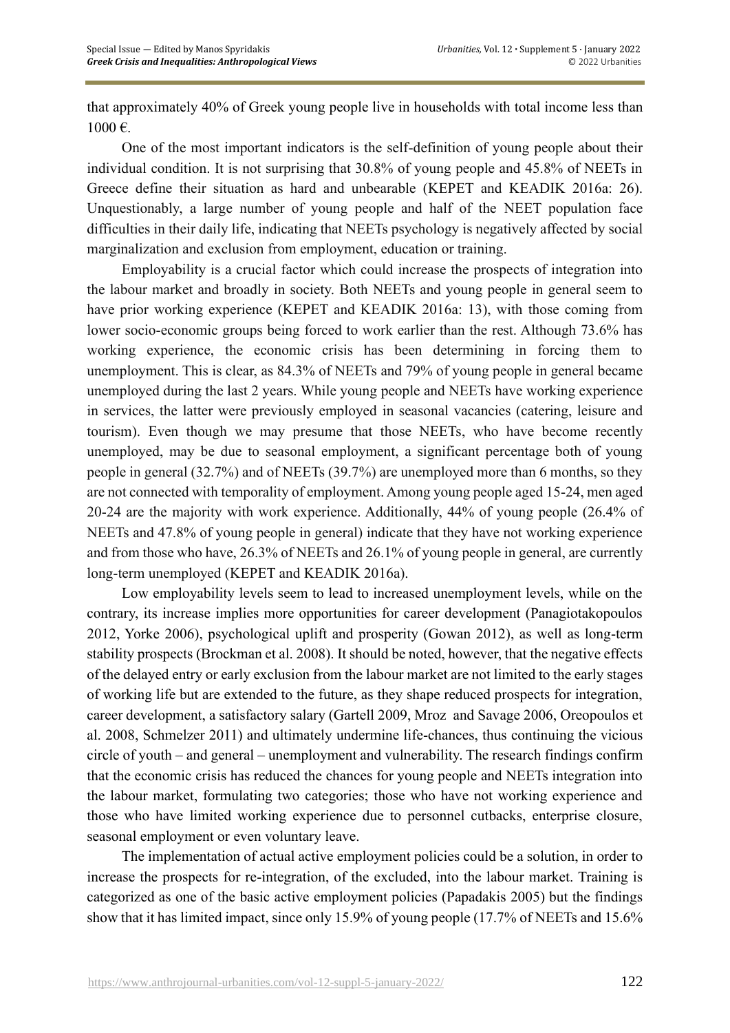that approximately 40% of Greek young people live in households with total income less than 1000 €.

One of the most important indicators is the self-definition of young people about their individual condition. It is not surprising that 30.8% of young people and 45.8% of NEETs in Greece define their situation as hard and unbearable (KEPET and KEADIK 2016a: 26). Unquestionably, a large number of young people and half of the NEET population face difficulties in their daily life, indicating that NEETs psychology is negatively affected by social marginalization and exclusion from employment, education or training.

Employability is a crucial factor which could increase the prospects of integration into the labour market and broadly in society. Both NEETs and young people in general seem to have prior working experience (KEPET and KEADIK 2016a: 13), with those coming from lower socio-economic groups being forced to work earlier than the rest. Although 73.6% has working experience, the economic crisis has been determining in forcing them to unemployment. This is clear, as 84.3% of NEETs and 79% of young people in general became unemployed during the last 2 years. While young people and NEETs have working experience in services, the latter were previously employed in seasonal vacancies (catering, leisure and tourism). Even though we may presume that those NEETs, who have become recently unemployed, may be due to seasonal employment, a significant percentage both of young people in general (32.7%) and of NEETs (39.7%) are unemployed more than 6 months, so they are not connected with temporality of employment. Among young people aged 15-24, men aged 20-24 are the majority with work experience. Additionally, 44% of young people (26.4% of NEETs and 47.8% of young people in general) indicate that they have not working experience and from those who have, 26.3% of NEETs and 26.1% of young people in general, are currently long-term unemployed (KEPET and KEADIK 2016a).

Low employability levels seem to lead to increased unemployment levels, while on the contrary, its increase implies more opportunities for career development (Panagiotakopoulos 2012, Yorke 2006), psychological uplift and prosperity (Gowan 2012), as well as long-term stability prospects (Brockman et al. 2008). It should be noted, however, that the negative effects of the delayed entry or early exclusion from the labour market are not limited to the early stages of working life but are extended to the future, as they shape reduced prospects for integration, career development, a satisfactory salary (Gartell 2009, Mroz and Savage 2006, Oreopoulos et al. 2008, Schmelzer 2011) and ultimately undermine life-chances, thus continuing the vicious circle of youth – and general – unemployment and vulnerability. The research findings confirm that the economic crisis has reduced the chances for young people and NEETs integration into the labour market, formulating two categories; those who have not working experience and those who have limited working experience due to personnel cutbacks, enterprise closure, seasonal employment or even voluntary leave.

The implementation of actual active employment policies could be a solution, in order to increase the prospects for re-integration, of the excluded, into the labour market. Training is categorized as one of the basic active employment policies (Papadakis 2005) but the findings show that it has limited impact, since only 15.9% of young people (17.7% of NEETs and 15.6%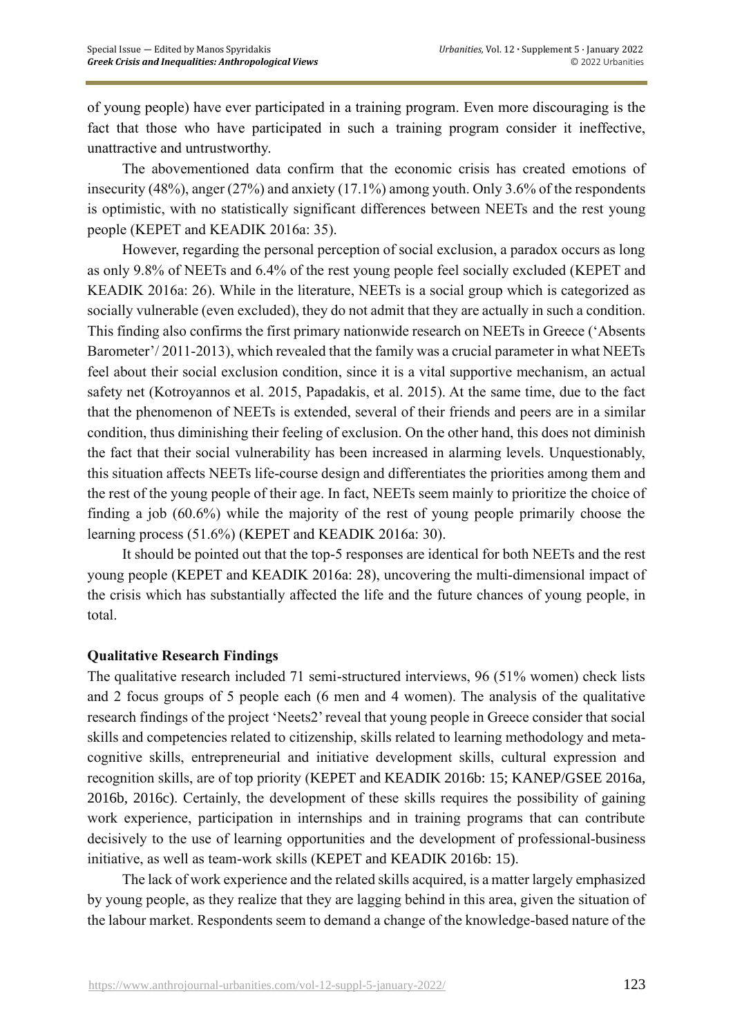of young people) have ever participated in a training program. Even more discouraging is the fact that those who have participated in such a training program consider it ineffective, unattractive and untrustworthy.

The abovementioned data confirm that the economic crisis has created emotions of insecurity (48%), anger (27%) and anxiety (17.1%) among youth. Only 3.6% of the respondents is optimistic, with no statistically significant differences between NEETs and the rest young people (KEPET and KEADIK 2016a: 35).

However, regarding the personal perception of social exclusion, a paradox occurs as long as only 9.8% of NEETs and 6.4% of the rest young people feel socially excluded (KEPET and KEADIK 2016a: 26). While in the literature, NEETs is a social group which is categorized as socially vulnerable (even excluded), they do not admit that they are actually in such a condition. This finding also confirms the first primary nationwide research on NEETs in Greece ('Absents Barometer'/ 2011-2013), which revealed that the family was a crucial parameter in what NEETs feel about their social exclusion condition, since it is a vital supportive mechanism, an actual safety net (Kotroyannos et al. 2015, Papadakis, et al. 2015). At the same time, due to the fact that the phenomenon of NEETs is extended, several of their friends and peers are in a similar condition, thus diminishing their feeling of exclusion. On the other hand, this does not diminish the fact that their social vulnerability has been increased in alarming levels. Unquestionably, this situation affects NEETs life-course design and differentiates the priorities among them and the rest of the young people of their age. In fact, NEETs seem mainly to prioritize the choice of finding a job (60.6%) while the majority of the rest of young people primarily choose the learning process (51.6%) (KEPET and KEADIK 2016a: 30).

It should be pointed out that the top-5 responses are identical for both NEETs and the rest young people (KEPET and KEADIK 2016a: 28), uncovering the multi-dimensional impact of the crisis which has substantially affected the life and the future chances of young people, in total.

**Qualitative Research Findings**

The qualitative research included 71 semi-structured interviews, 96 (51% women) check lists and 2 focus groups of 5 people each (6 men and 4 women). The analysis of the qualitative research findings of the project 'Neets2' reveal that young people in Greece consider that social skills and competencies related to citizenship, skills related to learning methodology and meta-cognitive skills, entrepreneurial and initiative development skills, cultural expression and recognition skills, are of top priority (KEPET and KEADIK 2016b: 15; KANEP/GSEE 2016a, 2016b, 2016c). Certainly, the development of these skills requires the possibility of gaining work experience, participation in internships and in training programs that can contribute decisively to the use of learning opportunities and the development of professional-business initiative, as well as team-work skills (KEPET and KEADIK 2016b: 15).

The lack of work experience and the related skills acquired, is a matter largely emphasized by young people, as they realize that they are lagging behind in this area, given the situation of the labour market. Respondents seem to demand a change of the knowledge-based nature of the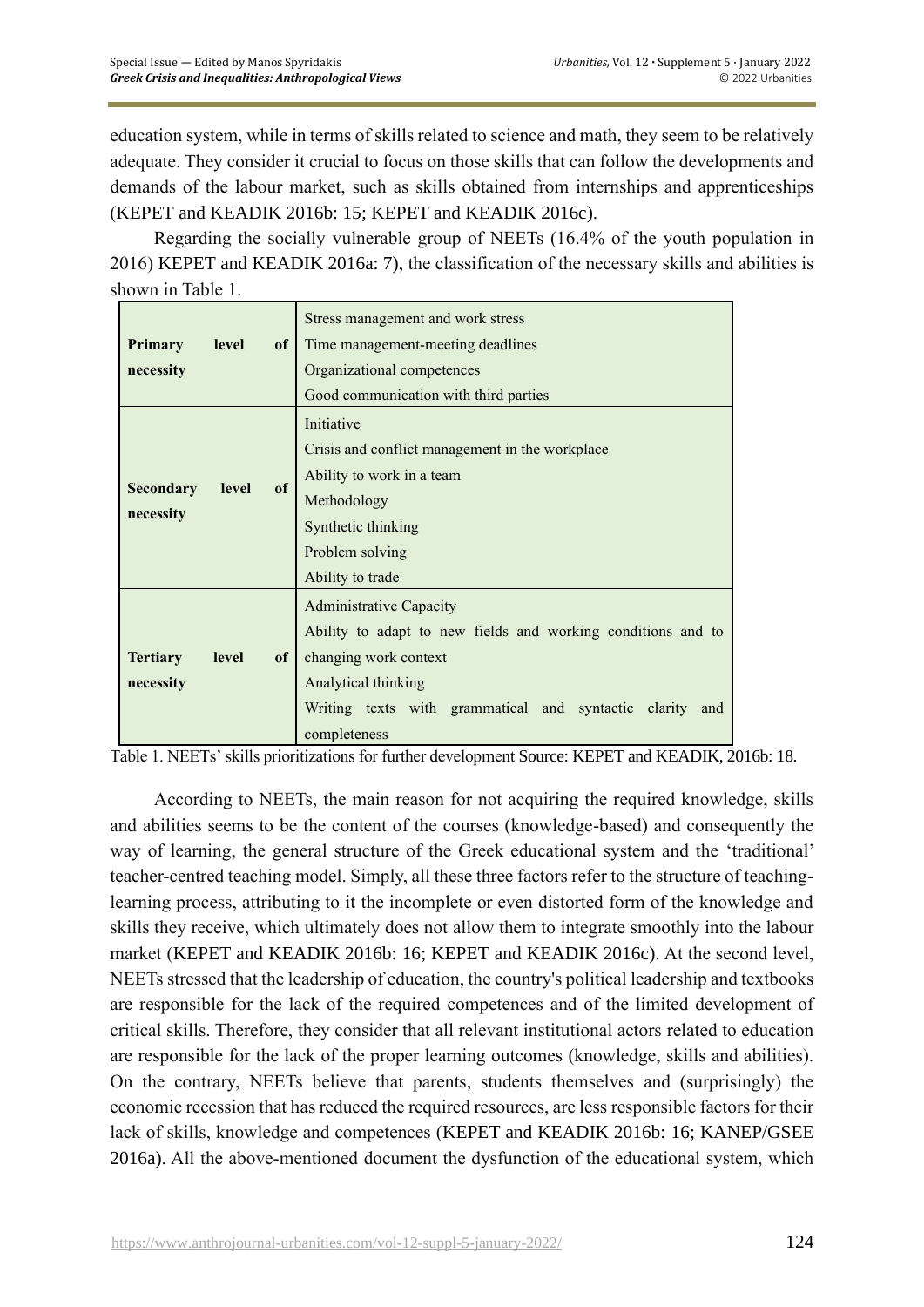education system, while in terms of skills related to science and math, they seem to be relatively adequate. They consider it crucial to focus on those skills that can follow the developments and demands of the labour market, such as skills obtained from internships and apprenticeships (KEPET and KEADIK 2016b: 15; KEPET and KEADIK 2016c).

Regarding the socially vulnerable group of NEETs (16.4% of the youth population in 2016) KEPET and KEADIK 2016a: 7), the classification of the necessary skills and abilities is shown in Table 1.

| | |
|---|---|
| **Primary level of necessity** | Stress management and work stress<br>Time management-meeting deadlines<br>Organizational competences<br>Good communication with third parties |
| **Secondary level of necessity** | Initiative<br>Crisis and conflict management in the workplace<br>Ability to work in a team<br>Methodology<br>Synthetic thinking<br>Problem solving<br>Ability to trade |
| **Tertiary level of necessity** | Administrative Capacity<br>Ability to adapt to new fields and working conditions and to changing work context<br>Analytical thinking<br>Writing texts with grammatical and syntactic clarity and completeness |

Table 1. NEETs' skills prioritizations for further development Source: KEPET and KEADIK, 2016b: 18.

According to NEETs, the main reason for not acquiring the required knowledge, skills and abilities seems to be the content of the courses (knowledge-based) and consequently the way of learning, the general structure of the Greek educational system and the 'traditional' teacher-centred teaching model. Simply, all these three factors refer to the structure of teaching-learning process, attributing to it the incomplete or even distorted form of the knowledge and skills they receive, which ultimately does not allow them to integrate smoothly into the labour market (KEPET and KEADIK 2016b: 16; KEPET and KEADIK 2016c). At the second level, NEETs stressed that the leadership of education, the country's political leadership and textbooks are responsible for the lack of the required competences and of the limited development of critical skills. Therefore, they consider that all relevant institutional actors related to education are responsible for the lack of the proper learning outcomes (knowledge, skills and abilities). On the contrary, NEETs believe that parents, students themselves and (surprisingly) the economic recession that has reduced the required resources, are less responsible factors for their lack of skills, knowledge and competences (KEPET and KEADIK 2016b: 16; KANEP/GSEE 2016a). All the above-mentioned document the dysfunction of the educational system, which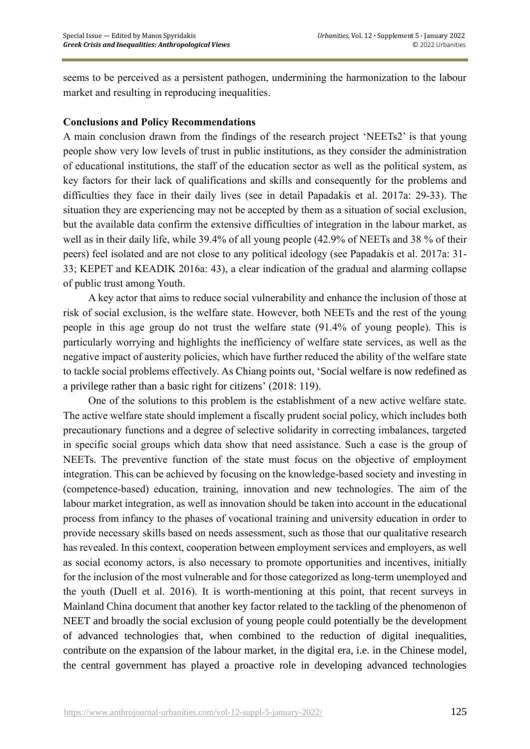seems to be perceived as a persistent pathogen, undermining the harmonization to the labour market and resulting in reproducing inequalities.

## Conclusions and Policy Recommendations

A main conclusion drawn from the findings of the research project 'NEETs2' is that young people show very low levels of trust in public institutions, as they consider the administration of educational institutions, the staff of the education sector as well as the political system, as key factors for their lack of qualifications and skills and consequently for the problems and difficulties they face in their daily lives (see in detail Papadakis et al. 2017a: 29-33). The situation they are experiencing may not be accepted by them as a situation of social exclusion, but the available data confirm the extensive difficulties of integration in the labour market, as well as in their daily life, while 39.4% of all young people (42.9% of NEETs and 38 % of their peers) feel isolated and are not close to any political ideology (see Papadakis et al. 2017a: 31-33; KEPET and KEADIK 2016a: 43), a clear indication of the gradual and alarming collapse of public trust among Youth.

A key actor that aims to reduce social vulnerability and enhance the inclusion of those at risk of social exclusion, is the welfare state. However, both NEETs and the rest of the young people in this age group do not trust the welfare state (91.4% of young people). This is particularly worrying and highlights the inefficiency of welfare state services, as well as the negative impact of austerity policies, which have further reduced the ability of the welfare state to tackle social problems effectively. As Chiang points out, 'Social welfare is now redefined as a privilege rather than a basic right for citizens' (2018: 119).

One of the solutions to this problem is the establishment of a new active welfare state. The active welfare state should implement a fiscally prudent social policy, which includes both precautionary functions and a degree of selective solidarity in correcting imbalances, targeted in specific social groups which data show that need assistance. Such a case is the group of NEETs. The preventive function of the state must focus on the objective of employment integration. This can be achieved by focusing on the knowledge-based society and investing in (competence-based) education, training, innovation and new technologies. The aim of the labour market integration, as well as innovation should be taken into account in the educational process from infancy to the phases of vocational training and university education in order to provide necessary skills based on needs assessment, such as those that our qualitative research has revealed. In this context, cooperation between employment services and employers, as well as social economy actors, is also necessary to promote opportunities and incentives, initially for the inclusion of the most vulnerable and for those categorized as long-term unemployed and the youth (Duell et al. 2016). It is worth-mentioning at this point, that recent surveys in Mainland China document that another key factor related to the tackling of the phenomenon of NEET and broadly the social exclusion of young people could potentially be the development of advanced technologies that, when combined to the reduction of digital inequalities, contribute on the expansion of the labour market, in the digital era, i.e. in the Chinese model, the central government has played a proactive role in developing advanced technologies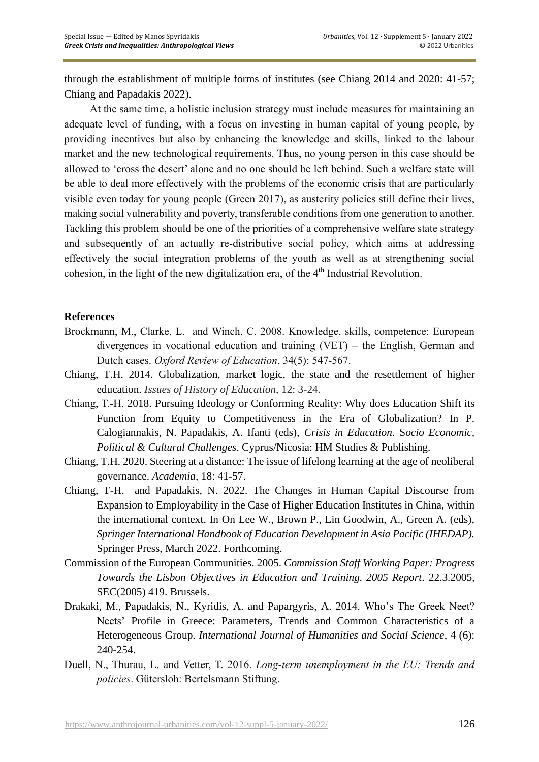through the establishment of multiple forms of institutes (see Chiang 2014 and 2020: 41-57; Chiang and Papadakis 2022).

At the same time, a holistic inclusion strategy must include measures for maintaining an adequate level of funding, with a focus on investing in human capital of young people, by providing incentives but also by enhancing the knowledge and skills, linked to the labour market and the new technological requirements. Thus, no young person in this case should be allowed to 'cross the desert' alone and no one should be left behind. Such a welfare state will be able to deal more effectively with the problems of the economic crisis that are particularly visible even today for young people (Green 2017), as austerity policies still define their lives, making social vulnerability and poverty, transferable conditions from one generation to another. Tackling this problem should be one of the priorities of a comprehensive welfare state strategy and subsequently of an actually re-distributive social policy, which aims at addressing effectively the social integration problems of the youth as well as at strengthening social cohesion, in the light of the new digitalization era, of the 4th Industrial Revolution.

## References

Brockmann, M., Clarke, L. and Winch, C. 2008. Knowledge, skills, competence: European divergences in vocational education and training (VET) – the English, German and Dutch cases. *Oxford Review of Education*, 34(5): 547-567.

Chiang, T.H. 2014. Globalization, market logic, the state and the resettlement of higher education. *Issues of History of Education*, 12: 3-24.

Chiang, T.-H. 2018. Pursuing Ideology or Conforming Reality: Why does Education Shift its Function from Equity to Competitiveness in the Era of Globalization? In P. Calogiannakis, N. Papadakis, A. Ifanti (eds), *Crisis in Education. Socio Economic, Political & Cultural Challenges*. Cyprus/Nicosia: HM Studies & Publishing.

Chiang, T.H. 2020. Steering at a distance: The issue of lifelong learning at the age of neoliberal governance. *Academia*, 18: 41-57.

Chiang, T-H. and Papadakis, N. 2022. The Changes in Human Capital Discourse from Expansion to Employability in the Case of Higher Education Institutes in China, within the international context. In On Lee W., Brown P., Lin Goodwin, A., Green A. (eds), *Springer International Handbook of Education Development in Asia Pacific (IHEDAP)*. Springer Press, March 2022. Forthcoming.

Commission of the European Communities. 2005. *Commission Staff Working Paper: Progress Towards the Lisbon Objectives in Education and Training. 2005 Report*. 22.3.2005, SEC(2005) 419. Brussels.

Drakaki, M., Papadakis, N., Kyridis, A. and Papargyris, A. 2014. Who's The Greek Neet? Neets' Profile in Greece: Parameters, Trends and Common Characteristics of a Heterogeneous Group. *International Journal of Humanities and Social Science*, 4 (6): 240-254.

Duell, N., Thurau, L. and Vetter, T. 2016. *Long-term unemployment in the EU: Trends and policies*. Gütersloh: Bertelsmann Stiftung.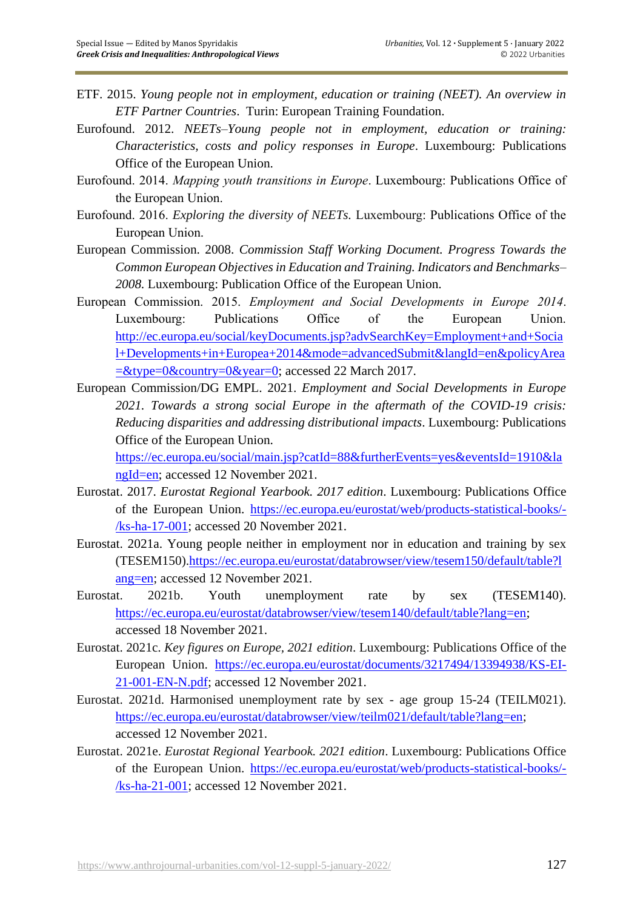ETF. 2015. *Young people not in employment, education or training (NEET). An overview in ETF Partner Countries*. Turin: European Training Foundation.

Eurofound. 2012. *NEETs–Young people not in employment, education or training: Characteristics, costs and policy responses in Europe*. Luxembourg: Publications Office of the European Union.

Eurofound. 2014. *Mapping youth transitions in Europe*. Luxembourg: Publications Office of the European Union.

Eurofound. 2016. *Exploring the diversity of NEETs.* Luxembourg: Publications Office of the European Union.

European Commission. 2008. *Commission Staff Working Document. Progress Towards the Common European Objectives in Education and Training. Indicators and Benchmarks–2008.* Luxembourg: Publication Office of the European Union.

European Commission. 2015. *Employment and Social Developments in Europe 2014*. Luxembourg: Publications Office of the European Union. http://ec.europa.eu/social/keyDocuments.jsp?advSearchKey=Employment+and+Social+Developments+in+Europea+2014&mode=advancedSubmit&langId=en&policyArea=&type=0&country=0&year=0; accessed 22 March 2017.

European Commission/DG EMPL. 2021. *Employment and Social Developments in Europe 2021. Towards a strong social Europe in the aftermath of the COVID-19 crisis: Reducing disparities and addressing distributional impacts*. Luxembourg: Publications Office of the European Union. https://ec.europa.eu/social/main.jsp?catId=88&furtherEvents=yes&eventsId=1910&langId=en; accessed 12 November 2021.

Eurostat. 2017. *Eurostat Regional Yearbook. 2017 edition*. Luxembourg: Publications Office of the European Union. https://ec.europa.eu/eurostat/web/products-statistical-books/-/ks-ha-17-001; accessed 20 November 2021.

Eurostat. 2021a. Young people neither in employment nor in education and training by sex (TESEM150).https://ec.europa.eu/eurostat/databrowser/view/tesem150/default/table?lang=en; accessed 12 November 2021.

Eurostat. 2021b. Youth unemployment rate by sex (TESEM140). https://ec.europa.eu/eurostat/databrowser/view/tesem140/default/table?lang=en; accessed 18 November 2021.

Eurostat. 2021c. *Key figures on Europe, 2021 edition*. Luxembourg: Publications Office of the European Union. https://ec.europa.eu/eurostat/documents/3217494/13394938/KS-EI-21-001-EN-N.pdf; accessed 12 November 2021.

Eurostat. 2021d. Harmonised unemployment rate by sex - age group 15-24 (TEILM021). https://ec.europa.eu/eurostat/databrowser/view/teilm021/default/table?lang=en; accessed 12 November 2021.

Eurostat. 2021e. *Eurostat Regional Yearbook. 2021 edition*. Luxembourg: Publications Office of the European Union. https://ec.europa.eu/eurostat/web/products-statistical-books/-/ks-ha-21-001; accessed 12 November 2021.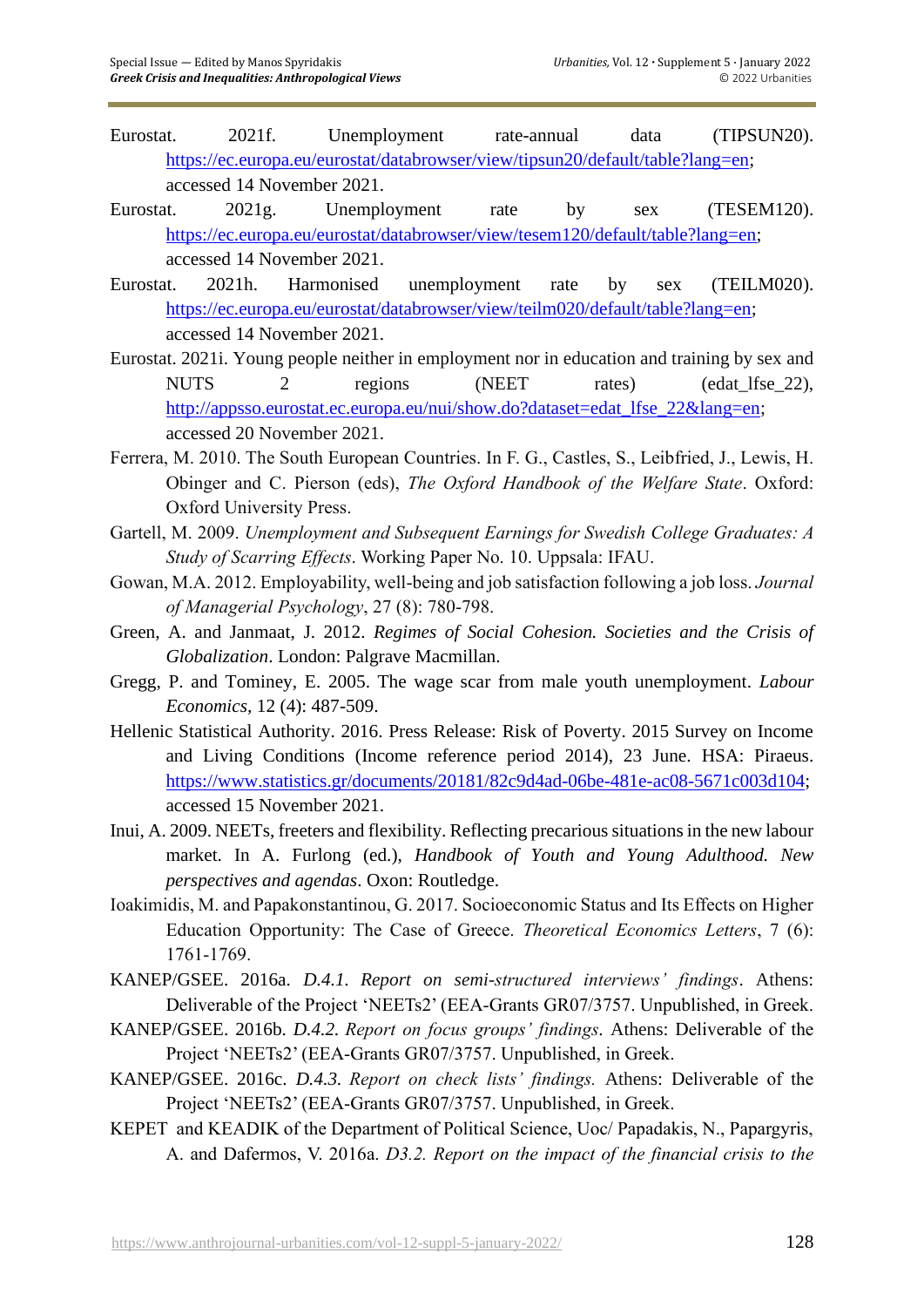Eurostat. 2021f. Unemployment rate-annual data (TIPSUN20). https://ec.europa.eu/eurostat/databrowser/view/tipsun20/default/table?lang=en; accessed 14 November 2021.

Eurostat. 2021g. Unemployment rate by sex (TESEM120). https://ec.europa.eu/eurostat/databrowser/view/tesem120/default/table?lang=en; accessed 14 November 2021.

Eurostat. 2021h. Harmonised unemployment rate by sex (TEILM020). https://ec.europa.eu/eurostat/databrowser/view/teilm020/default/table?lang=en; accessed 14 November 2021.

Eurostat. 2021i. Young people neither in employment nor in education and training by sex and NUTS 2 regions (NEET rates) (edat_lfse_22), http://appsso.eurostat.ec.europa.eu/nui/show.do?dataset=edat_lfse_22&lang=en; accessed 20 November 2021.

Ferrera, M. 2010. The South European Countries. In F. G., Castles, S., Leibfried, J., Lewis, H. Obinger and C. Pierson (eds), *The Oxford Handbook of the Welfare State*. Oxford: Oxford University Press.

Gartell, M. 2009. *Unemployment and Subsequent Earnings for Swedish College Graduates: A Study of Scarring Effects*. Working Paper No. 10. Uppsala: IFAU.

Gowan, M.A. 2012. Employability, well-being and job satisfaction following a job loss. *Journal of Managerial Psychology*, 27 (8): 780-798.

Green, A. and Janmaat, J. 2012. *Regimes of Social Cohesion. Societies and the Crisis of Globalization*. London: Palgrave Macmillan.

Gregg, P. and Tominey, E. 2005. The wage scar from male youth unemployment. *Labour Economics*, 12 (4): 487-509.

Hellenic Statistical Authority. 2016. Press Release: Risk of Poverty. 2015 Survey on Income and Living Conditions (Income reference period 2014), 23 June. HSA: Piraeus. https://www.statistics.gr/documents/20181/82c9d4ad-06be-481e-ac08-5671c003d104; accessed 15 November 2021.

Inui, A. 2009. NEETs, freeters and flexibility. Reflecting precarious situations in the new labour market. In A. Furlong (ed.), *Handbook of Youth and Young Adulthood. New perspectives and agendas*. Oxon: Routledge.

Ioakimidis, M. and Papakonstantinou, G. 2017. Socioeconomic Status and Its Effects on Higher Education Opportunity: The Case of Greece. *Theoretical Economics Letters*, 7 (6): 1761-1769.

KANEP/GSEE. 2016a. *D.4.1. Report on semi-structured interviews' findings*. Athens: Deliverable of the Project 'NEETs2' (EEA-Grants GR07/3757. Unpublished, in Greek.

KANEP/GSEE. 2016b. *D.4.2. Report on focus groups' findings*. Athens: Deliverable of the Project 'NEETs2' (EEA-Grants GR07/3757. Unpublished, in Greek.

KANEP/GSEE. 2016c. *D.4.3. Report on check lists' findings.* Athens: Deliverable of the Project 'NEETs2' (EEA-Grants GR07/3757. Unpublished, in Greek.

KEPET and KEADIK of the Department of Political Science, Uoc/ Papadakis, N., Papargyris, A. and Dafermos, V. 2016a. *D3.2. Report on the impact of the financial crisis to the*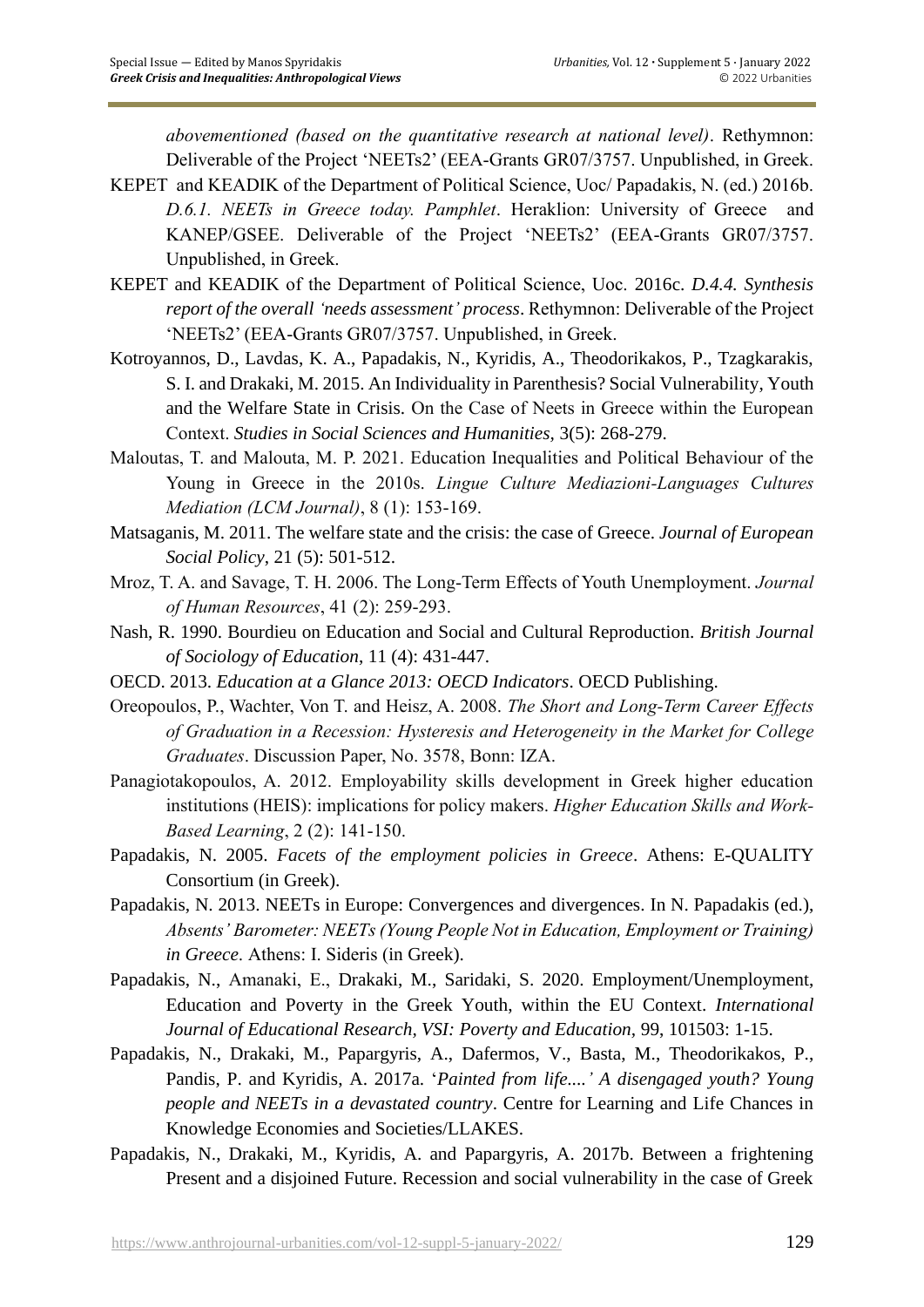*abovementioned (based on the quantitative research at national level)*. Rethymnon: Deliverable of the Project 'NEETs2' (EEA-Grants GR07/3757. Unpublished, in Greek.

KEPET and KEADIK of the Department of Political Science, Uoc/ Papadakis, N. (ed.) 2016b. *D.6.1. NEETs in Greece today. Pamphlet*. Heraklion: University of Greece and KANEP/GSEE. Deliverable of the Project 'NEETs2' (EEA-Grants GR07/3757. Unpublished, in Greek.

KEPET and KEADIK of the Department of Political Science, Uoc. 2016c. *D.4.4. Synthesis report of the overall 'needs assessment' process*. Rethymnon: Deliverable of the Project 'NEETs2' (EEA-Grants GR07/3757. Unpublished, in Greek.

Kotroyannos, D., Lavdas, K. A., Papadakis, N., Kyridis, A., Theodorikakos, P., Tzagkarakis, S. I. and Drakaki, M. 2015. An Individuality in Parenthesis? Social Vulnerability, Youth and the Welfare State in Crisis. On the Case of Neets in Greece within the European Context. *Studies in Social Sciences and Humanities*, 3(5): 268-279.

Maloutas, T. and Malouta, M. P. 2021. Education Inequalities and Political Behaviour of the Young in Greece in the 2010s. *Lingue Culture Mediazioni-Languages Cultures Mediation (LCM Journal)*, 8 (1): 153-169.

Matsaganis, M. 2011. The welfare state and the crisis: the case of Greece. *Journal of European Social Policy*, 21 (5): 501-512.

Mroz, T. A. and Savage, T. H. 2006. The Long-Term Effects of Youth Unemployment. *Journal of Human Resources*, 41 (2): 259-293.

Nash, R. 1990. Bourdieu on Education and Social and Cultural Reproduction. *British Journal of Sociology of Education*, 11 (4): 431-447.

OECD. 2013. *Education at a Glance 2013: OECD Indicators*. OECD Publishing.

Oreopoulos, P., Wachter, Von T. and Heisz, A. 2008. *The Short and Long-Term Career Effects of Graduation in a Recession: Hysteresis and Heterogeneity in the Market for College Graduates*. Discussion Paper, No. 3578, Bonn: IZA.

Panagiotakopoulos, A. 2012. Employability skills development in Greek higher education institutions (HEIS): implications for policy makers. *Higher Education Skills and Work-Based Learning*, 2 (2): 141-150.

Papadakis, N. 2005. *Facets of the employment policies in Greece*. Athens: E-QUALITY Consortium (in Greek).

Papadakis, N. 2013. NEETs in Europe: Convergences and divergences. In N. Papadakis (ed.), *Absents' Barometer: NEETs (Young People Not in Education, Employment or Training) in Greece*. Athens: I. Sideris (in Greek).

Papadakis, N., Amanaki, E., Drakaki, M., Saridaki, S. 2020. Employment/Unemployment, Education and Poverty in the Greek Youth, within the EU Context. *International Journal of Educational Research, VSI: Poverty and Education*, 99, 101503: 1-15.

Papadakis, N., Drakaki, M., Papargyris, A., Dafermos, V., Basta, M., Theodorikakos, P., Pandis, P. and Kyridis, A. 2017a. '*Painted from life....' A disengaged youth? Young people and NEETs in a devastated country*. Centre for Learning and Life Chances in Knowledge Economies and Societies/LLAKES.

Papadakis, N., Drakaki, M., Kyridis, A. and Papargyris, A. 2017b. Between a frightening Present and a disjoined Future. Recession and social vulnerability in the case of Greek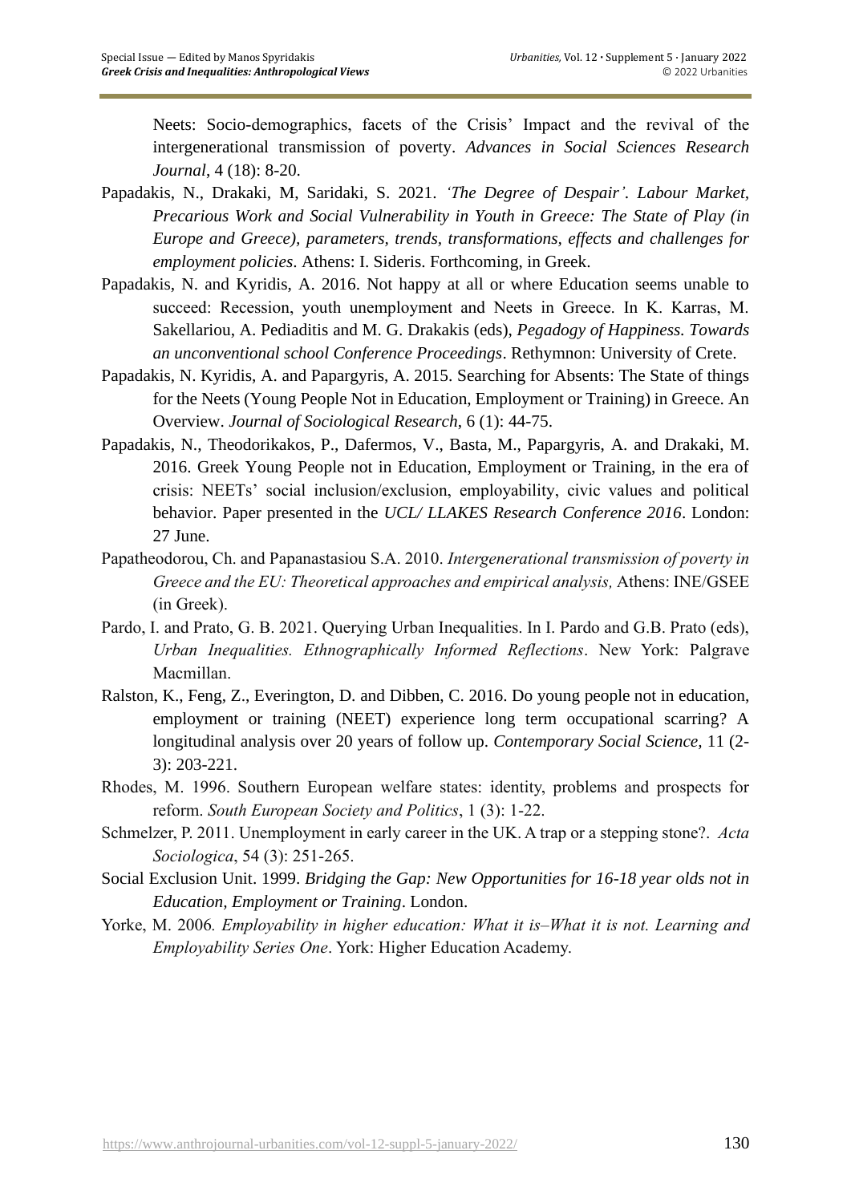Neets: Socio-demographics, facets of the Crisis' Impact and the revival of the intergenerational transmission of poverty. *Advances in Social Sciences Research Journal*, 4 (18): 8-20.

Papadakis, N., Drakaki, M, Saridaki, S. 2021. *'The Degree of Despair'. Labour Market, Precarious Work and Social Vulnerability in Youth in Greece: The State of Play (in Europe and Greece), parameters, trends, transformations, effects and challenges for employment policies*. Athens: I. Sideris. Forthcoming, in Greek.

Papadakis, N. and Kyridis, A. 2016. Not happy at all or where Education seems unable to succeed: Recession, youth unemployment and Neets in Greece. In K. Karras, M. Sakellariou, A. Pediaditis and M. G. Drakakis (eds), *Pegadogy of Happiness. Towards an unconventional school Conference Proceedings*. Rethymnon: University of Crete.

Papadakis, N. Kyridis, A. and Papargyris, A. 2015. Searching for Absents: The State of things for the Neets (Young People Not in Education, Employment or Training) in Greece. An Overview. *Journal of Sociological Research*, 6 (1): 44-75.

Papadakis, N., Theodorikakos, P., Dafermos, V., Basta, M., Papargyris, A. and Drakaki, M. 2016. Greek Young People not in Education, Employment or Training, in the era of crisis: NEETs' social inclusion/exclusion, employability, civic values and political behavior. Paper presented in the *UCL/ LLAKES Research Conference 2016*. London: 27 June.

Papatheodorou, Ch. and Papanastasiou S.A. 2010. *Intergenerational transmission of poverty in Greece and the EU: Theoretical approaches and empirical analysis,* Athens: INE/GSEE (in Greek).

Pardo, I. and Prato, G. B. 2021. Querying Urban Inequalities. In I. Pardo and G.B. Prato (eds), *Urban Inequalities. Ethnographically Informed Reflections*. New York: Palgrave Macmillan.

Ralston, K., Feng, Z., Everington, D. and Dibben, C. 2016. Do young people not in education, employment or training (NEET) experience long term occupational scarring? A longitudinal analysis over 20 years of follow up. *Contemporary Social Science,* 11 (2-3): 203-221.

Rhodes, M. 1996. Southern European welfare states: identity, problems and prospects for reform. *South European Society and Politics*, 1 (3): 1-22.

Schmelzer, P. 2011. Unemployment in early career in the UK. A trap or a stepping stone?. *Acta Sociologica*, 54 (3): 251-265.

Social Exclusion Unit. 1999. *Bridging the Gap: New Opportunities for 16-18 year olds not in Education, Employment or Training*. London.

Yorke, M. 2006*. Employability in higher education: What it is–What it is not. Learning and Employability Series One*. York: Higher Education Academy.